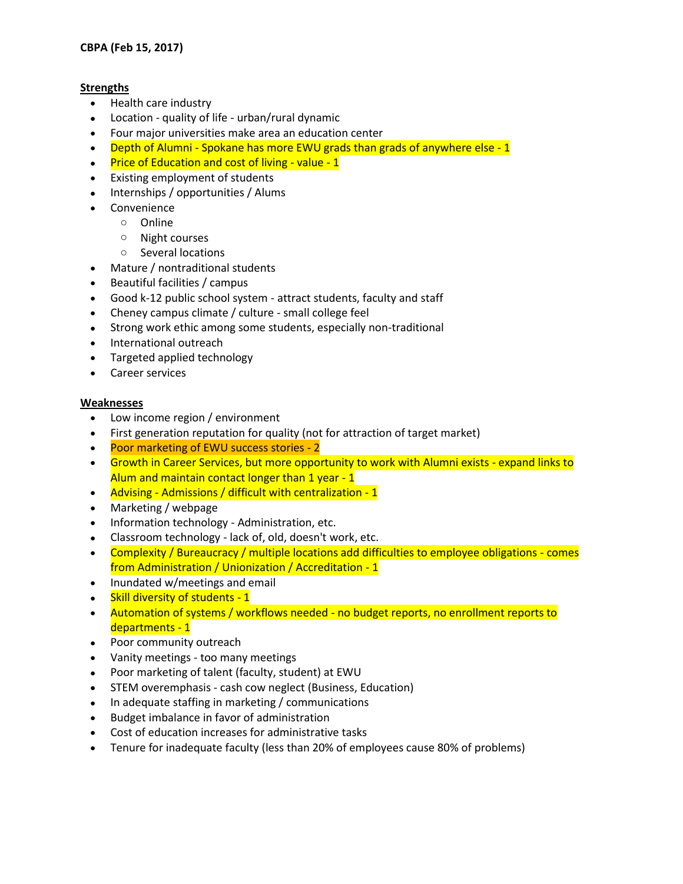**CBPA (Feb 15, 2017)**

**Strengths**

- Health care industry
- Location - quality of life - urban/rural dynamic
- Four major universities make area an education center
- Depth of Alumni - Spokane has more EWU grads than grads of anywhere else - 1
- Price of Education and cost of living - value - 1
- Existing employment of students
- Internships / opportunities / Alums
- Convenience
  - Online
  - Night courses
  - Several locations
- Mature / nontraditional students
- Beautiful facilities / campus
- Good k-12 public school system - attract students, faculty and staff
- Cheney campus climate / culture - small college feel
- Strong work ethic among some students, especially non-traditional
- International outreach
- Targeted applied technology
- Career services

**Weaknesses**

- Low income region / environment
- First generation reputation for quality (not for attraction of target market)
- Poor marketing of EWU success stories - 2
- Growth in Career Services, but more opportunity to work with Alumni exists - expand links to Alum and maintain contact longer than 1 year - 1
- Advising - Admissions / difficult with centralization - 1
- Marketing / webpage
- Information technology - Administration, etc.
- Classroom technology - lack of, old, doesn't work, etc.
- Complexity / Bureaucracy / multiple locations add difficulties to employee obligations - comes from Administration / Unionization / Accreditation - 1
- Inundated w/meetings and email
- Skill diversity of students - 1
- Automation of systems / workflows needed - no budget reports, no enrollment reports to departments - 1
- Poor community outreach
- Vanity meetings - too many meetings
- Poor marketing of talent (faculty, student) at EWU
- STEM overemphasis - cash cow neglect (Business, Education)
- In adequate staffing in marketing / communications
- Budget imbalance in favor of administration
- Cost of education increases for administrative tasks
- Tenure for inadequate faculty (less than 20% of employees cause 80% of problems)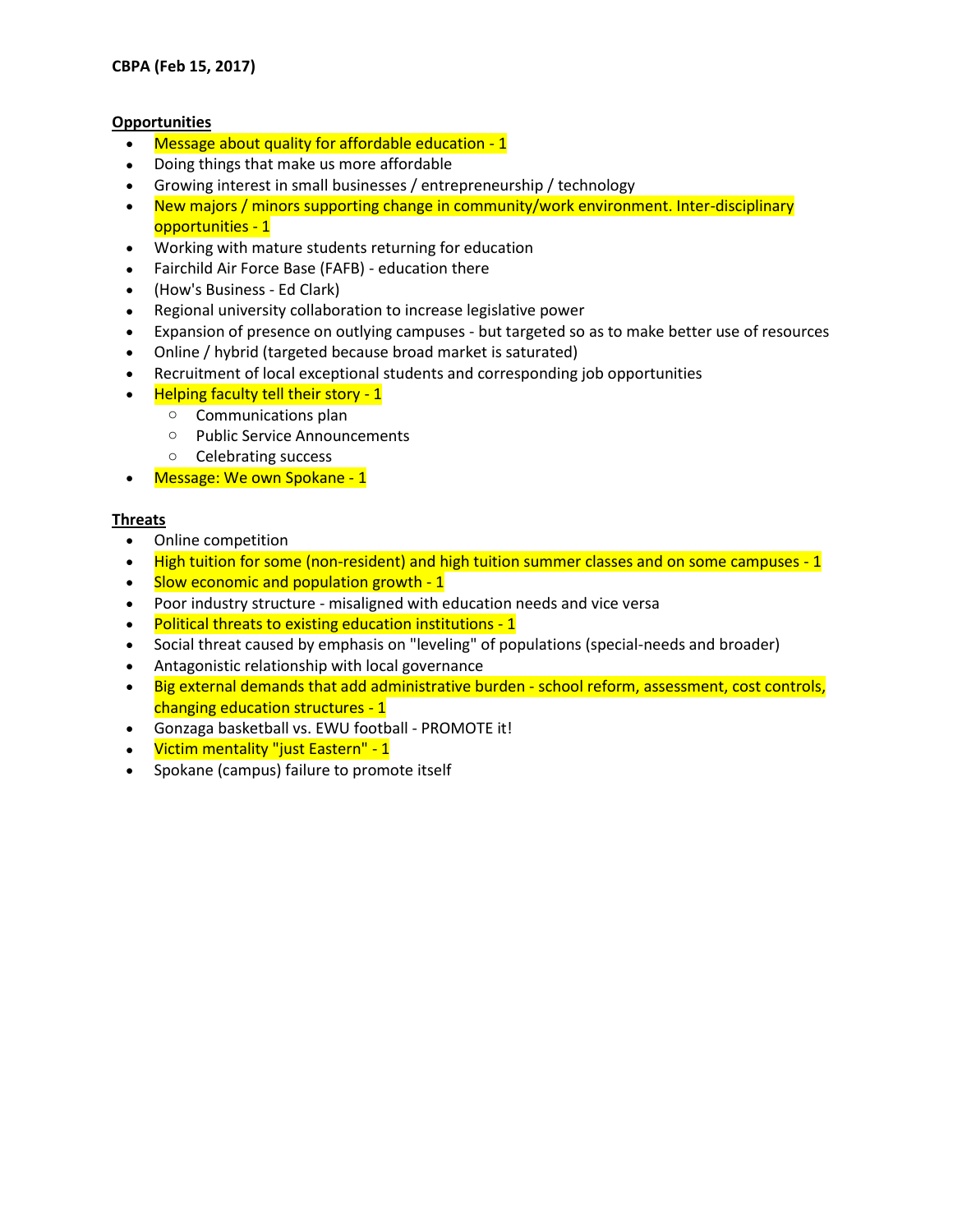**CBPA (Feb 15, 2017)**

**Opportunities**

- Message about quality for affordable education - 1
- Doing things that make us more affordable
- Growing interest in small businesses / entrepreneurship / technology
- New majors / minors supporting change in community/work environment. Inter-disciplinary opportunities - 1
- Working with mature students returning for education
- Fairchild Air Force Base (FAFB) - education there
- (How's Business - Ed Clark)
- Regional university collaboration to increase legislative power
- Expansion of presence on outlying campuses - but targeted so as to make better use of resources
- Online / hybrid (targeted because broad market is saturated)
- Recruitment of local exceptional students and corresponding job opportunities
- Helping faculty tell their story - 1
  - Communications plan
  - Public Service Announcements
  - Celebrating success
- Message: We own Spokane - 1

**Threats**

- Online competition
- High tuition for some (non-resident) and high tuition summer classes and on some campuses - 1
- Slow economic and population growth - 1
- Poor industry structure - misaligned with education needs and vice versa
- Political threats to existing education institutions - 1
- Social threat caused by emphasis on "leveling" of populations (special-needs and broader)
- Antagonistic relationship with local governance
- Big external demands that add administrative burden - school reform, assessment, cost controls, changing education structures - 1
- Gonzaga basketball vs. EWU football - PROMOTE it!
- Victim mentality "just Eastern" - 1
- Spokane (campus) failure to promote itself